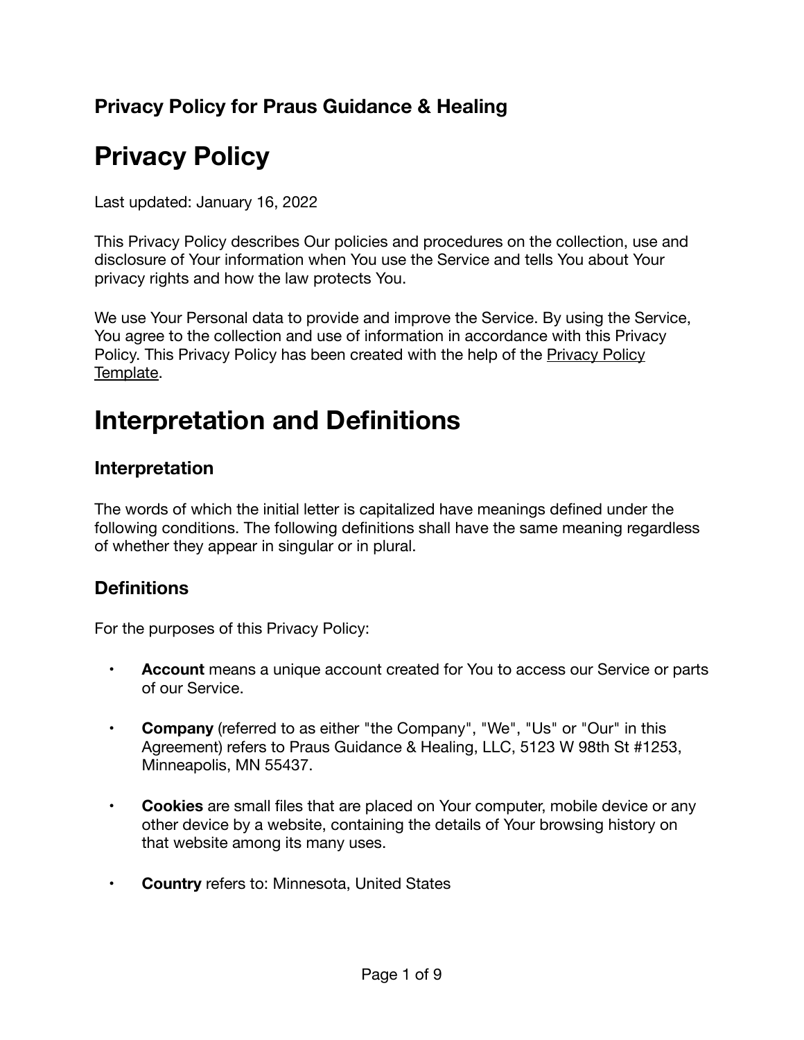### Privacy Policy for Praus Guidance & Healing

# Privacy Policy

Last updated: January 16, 2022

This Privacy Policy describes Our policies and procedures on the collection, use and disclosure of Your information when You use the Service and tells You about Your privacy rights and how the law protects You.

We use Your Personal data to provide and improve the Service. By using the Service, You agree to the collection and use of information in accordance with this Privacy Policy. This Privacy Policy has been created with the help of the Privacy Policy Template.

# Interpretation and Definitions

## Interpretation

The words of which the initial letter is capitalized have meanings defined under the following conditions. The following definitions shall have the same meaning regardless of whether they appear in singular or in plural.

## Definitions

For the purposes of this Privacy Policy:

- **Account** means a unique account created for You to access our Service or parts of our Service.
- **Company** (referred to as either "the Company", "We", "Us" or "Our" in this Agreement) refers to Praus Guidance & Healing, LLC, 5123 W 98th St #1253, Minneapolis, MN 55437.
- **Cookies** are small files that are placed on Your computer, mobile device or any other device by a website, containing the details of Your browsing history on that website among its many uses.
- **Country** refers to: Minnesota, United States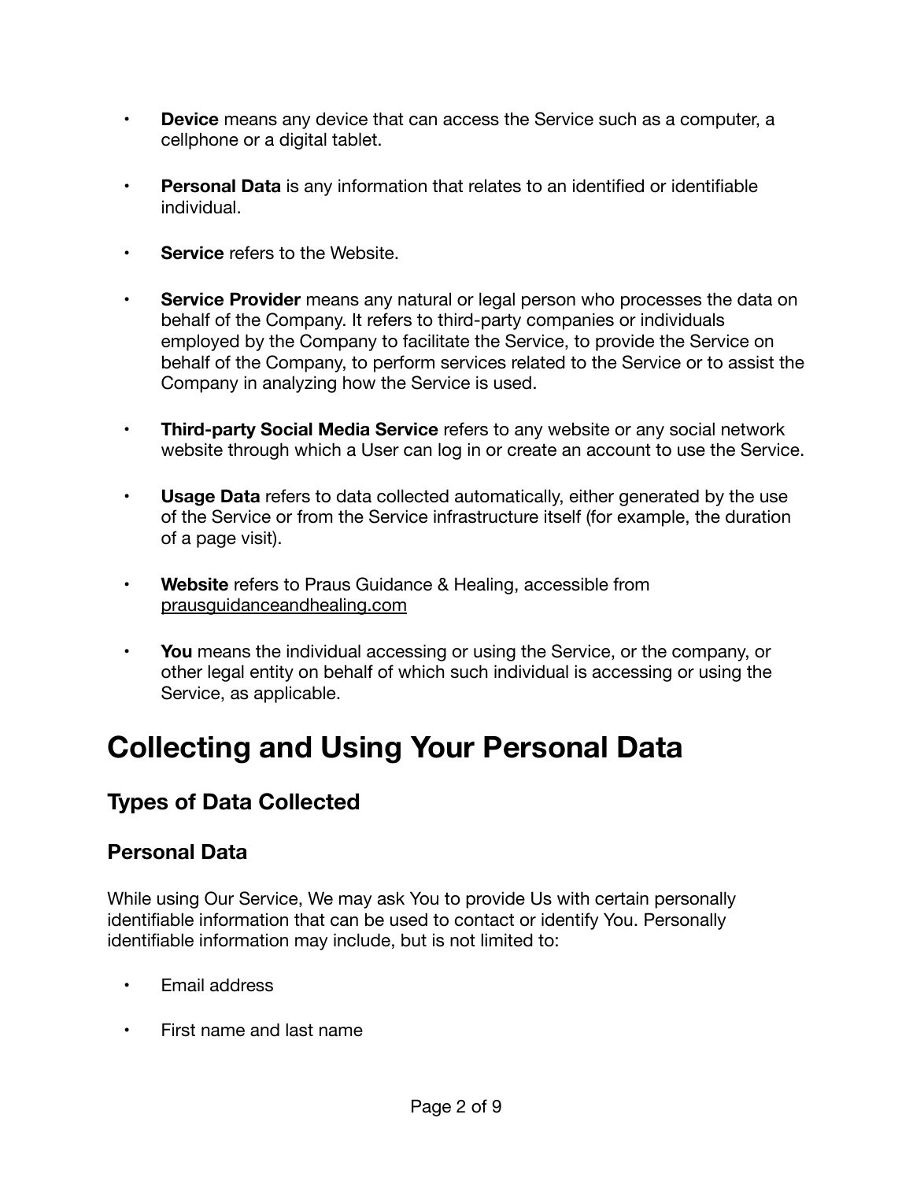- **Device** means any device that can access the Service such as a computer, a cellphone or a digital tablet.

- **Personal Data** is any information that relates to an identified or identifiable individual.

- **Service** refers to the Website.

- **Service Provider** means any natural or legal person who processes the data on behalf of the Company. It refers to third-party companies or individuals employed by the Company to facilitate the Service, to provide the Service on behalf of the Company, to perform services related to the Service or to assist the Company in analyzing how the Service is used.

- **Third-party Social Media Service** refers to any website or any social network website through which a User can log in or create an account to use the Service.

- **Usage Data** refers to data collected automatically, either generated by the use of the Service or from the Service infrastructure itself (for example, the duration of a page visit).

- **Website** refers to Praus Guidance & Healing, accessible from prausguidanceandhealing.com

- **You** means the individual accessing or using the Service, or the company, or other legal entity on behalf of which such individual is accessing or using the Service, as applicable.

# Collecting and Using Your Personal Data

## Types of Data Collected

### Personal Data

While using Our Service, We may ask You to provide Us with certain personally identifiable information that can be used to contact or identify You. Personally identifiable information may include, but is not limited to:

- Email address

- First name and last name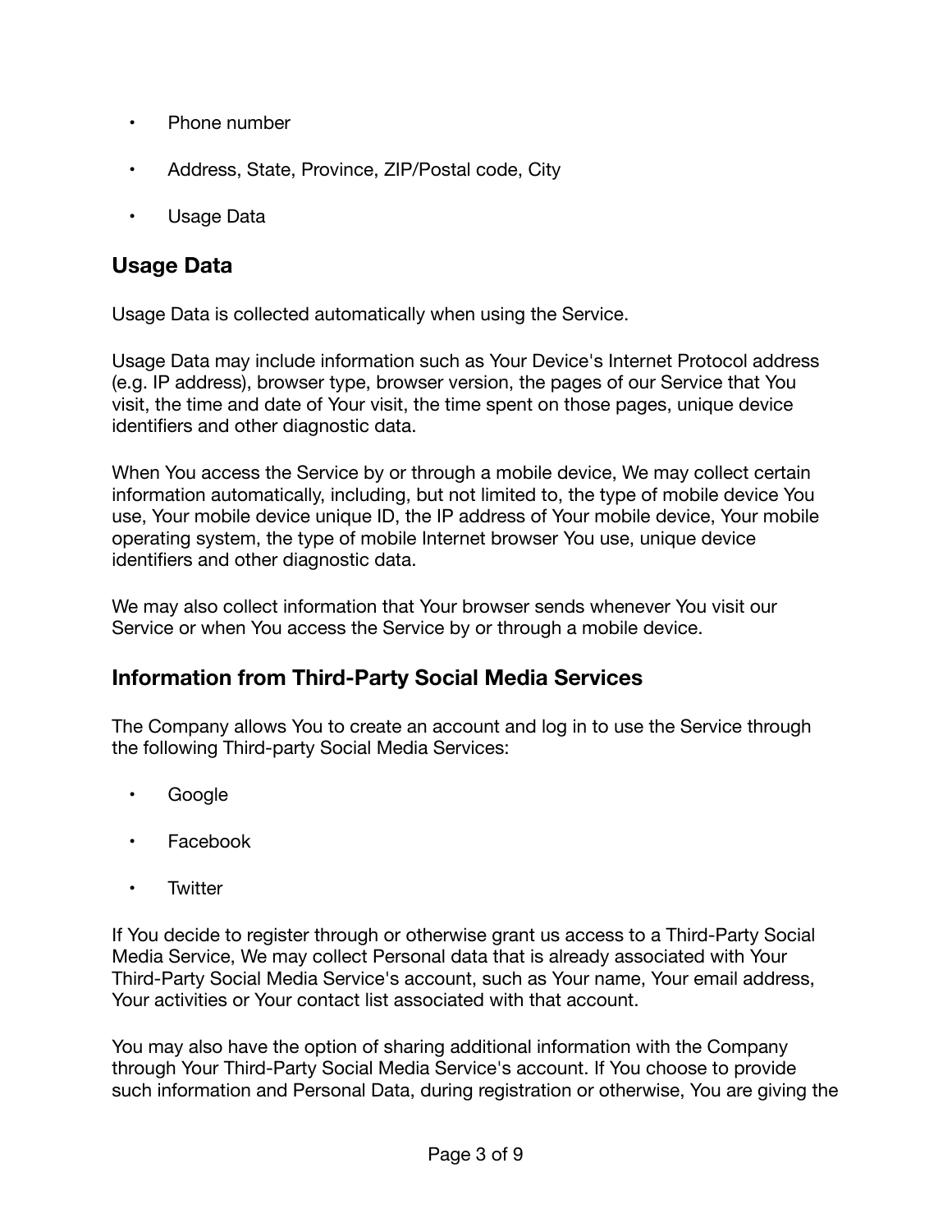- Phone number
- Address, State, Province, ZIP/Postal code, City
- Usage Data

## Usage Data

Usage Data is collected automatically when using the Service.

Usage Data may include information such as Your Device's Internet Protocol address (e.g. IP address), browser type, browser version, the pages of our Service that You visit, the time and date of Your visit, the time spent on those pages, unique device identifiers and other diagnostic data.

When You access the Service by or through a mobile device, We may collect certain information automatically, including, but not limited to, the type of mobile device You use, Your mobile device unique ID, the IP address of Your mobile device, Your mobile operating system, the type of mobile Internet browser You use, unique device identifiers and other diagnostic data.

We may also collect information that Your browser sends whenever You visit our Service or when You access the Service by or through a mobile device.

## Information from Third-Party Social Media Services

The Company allows You to create an account and log in to use the Service through the following Third-party Social Media Services:

- Google
- Facebook
- Twitter

If You decide to register through or otherwise grant us access to a Third-Party Social Media Service, We may collect Personal data that is already associated with Your Third-Party Social Media Service's account, such as Your name, Your email address, Your activities or Your contact list associated with that account.

You may also have the option of sharing additional information with the Company through Your Third-Party Social Media Service's account. If You choose to provide such information and Personal Data, during registration or otherwise, You are giving the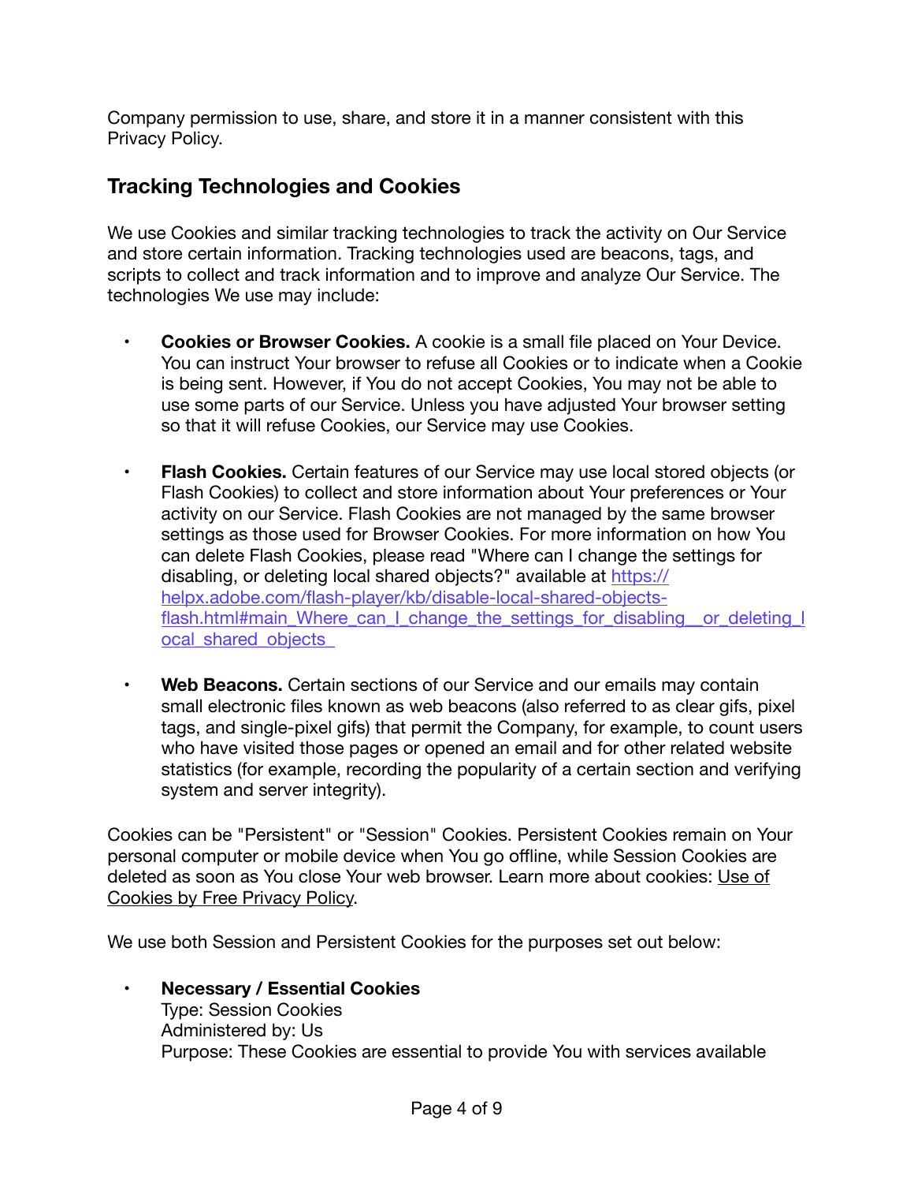Company permission to use, share, and store it in a manner consistent with this Privacy Policy.

## Tracking Technologies and Cookies

We use Cookies and similar tracking technologies to track the activity on Our Service and store certain information. Tracking technologies used are beacons, tags, and scripts to collect and track information and to improve and analyze Our Service. The technologies We use may include:

- **Cookies or Browser Cookies.** A cookie is a small file placed on Your Device. You can instruct Your browser to refuse all Cookies or to indicate when a Cookie is being sent. However, if You do not accept Cookies, You may not be able to use some parts of our Service. Unless you have adjusted Your browser setting so that it will refuse Cookies, our Service may use Cookies.

- **Flash Cookies.** Certain features of our Service may use local stored objects (or Flash Cookies) to collect and store information about Your preferences or Your activity on our Service. Flash Cookies are not managed by the same browser settings as those used for Browser Cookies. For more information on how You can delete Flash Cookies, please read "Where can I change the settings for disabling, or deleting local shared objects?" available at [https://helpx.adobe.com/flash-player/kb/disable-local-shared-objects-flash.html#main_Where_can_I_change_the_settings_for_disabling__or_deleting_local_shared_objects_](https://helpx.adobe.com/flash-player/kb/disable-local-shared-objects-flash.html#main_Where_can_I_change_the_settings_for_disabling__or_deleting_local_shared_objects_)

- **Web Beacons.** Certain sections of our Service and our emails may contain small electronic files known as web beacons (also referred to as clear gifs, pixel tags, and single-pixel gifs) that permit the Company, for example, to count users who have visited those pages or opened an email and for other related website statistics (for example, recording the popularity of a certain section and verifying system and server integrity).

Cookies can be "Persistent" or "Session" Cookies. Persistent Cookies remain on Your personal computer or mobile device when You go offline, while Session Cookies are deleted as soon as You close Your web browser. Learn more about cookies: Use of Cookies by Free Privacy Policy.

We use both Session and Persistent Cookies for the purposes set out below:

- **Necessary / Essential Cookies**
  Type: Session Cookies
  Administered by: Us
  Purpose: These Cookies are essential to provide You with services available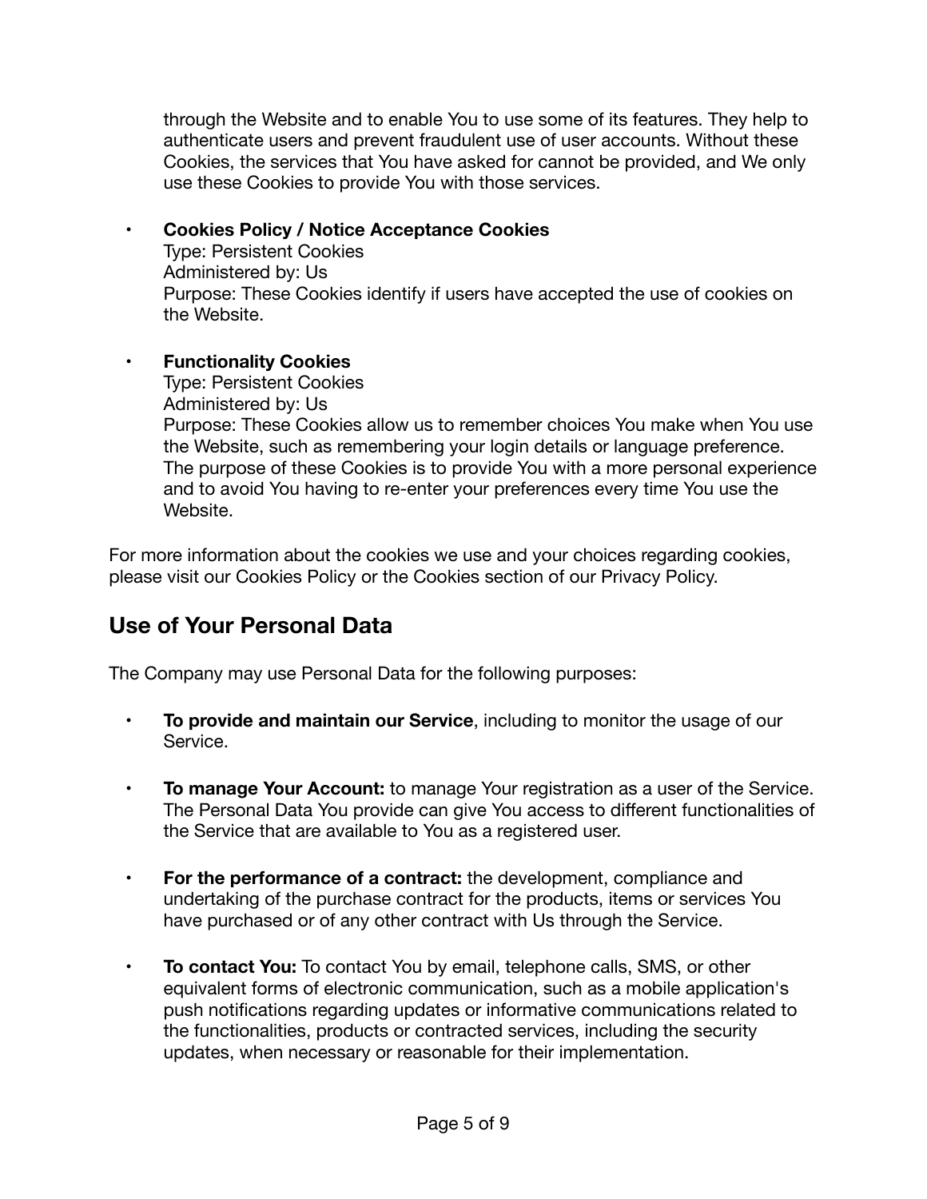through the Website and to enable You to use some of its features. They help to authenticate users and prevent fraudulent use of user accounts. Without these Cookies, the services that You have asked for cannot be provided, and We only use these Cookies to provide You with those services.

- **Cookies Policy / Notice Acceptance Cookies**
  Type: Persistent Cookies
  Administered by: Us
  Purpose: These Cookies identify if users have accepted the use of cookies on the Website.

- **Functionality Cookies**
  Type: Persistent Cookies
  Administered by: Us
  Purpose: These Cookies allow us to remember choices You make when You use the Website, such as remembering your login details or language preference. The purpose of these Cookies is to provide You with a more personal experience and to avoid You having to re-enter your preferences every time You use the Website.

For more information about the cookies we use and your choices regarding cookies, please visit our Cookies Policy or the Cookies section of our Privacy Policy.

## Use of Your Personal Data

The Company may use Personal Data for the following purposes:

- **To provide and maintain our Service**, including to monitor the usage of our Service.

- **To manage Your Account:** to manage Your registration as a user of the Service. The Personal Data You provide can give You access to different functionalities of the Service that are available to You as a registered user.

- **For the performance of a contract:** the development, compliance and undertaking of the purchase contract for the products, items or services You have purchased or of any other contract with Us through the Service.

- **To contact You:** To contact You by email, telephone calls, SMS, or other equivalent forms of electronic communication, such as a mobile application's push notifications regarding updates or informative communications related to the functionalities, products or contracted services, including the security updates, when necessary or reasonable for their implementation.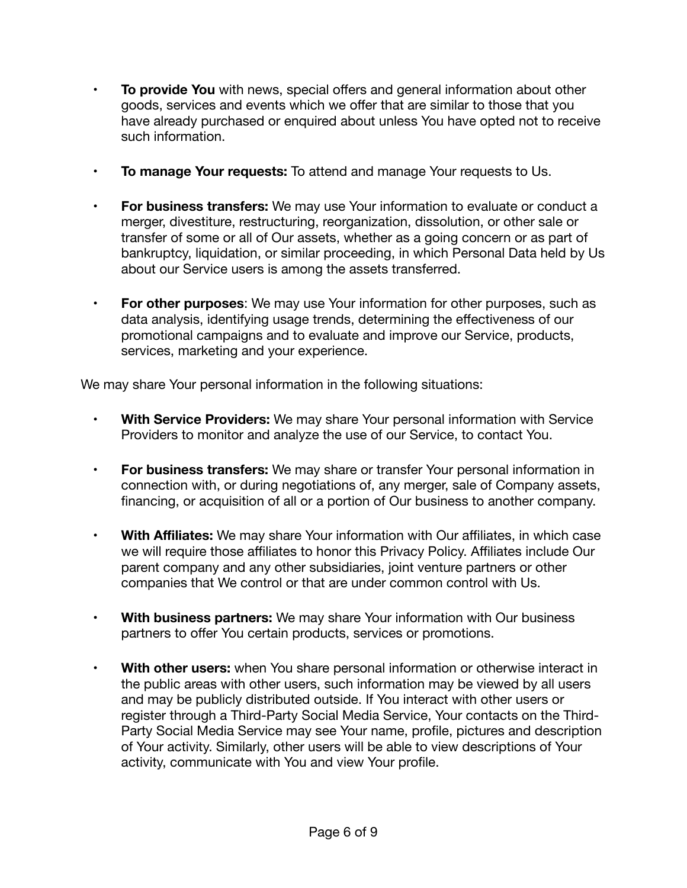- **To provide You** with news, special offers and general information about other goods, services and events which we offer that are similar to those that you have already purchased or enquired about unless You have opted not to receive such information.

- **To manage Your requests:** To attend and manage Your requests to Us.

- **For business transfers:** We may use Your information to evaluate or conduct a merger, divestiture, restructuring, reorganization, dissolution, or other sale or transfer of some or all of Our assets, whether as a going concern or as part of bankruptcy, liquidation, or similar proceeding, in which Personal Data held by Us about our Service users is among the assets transferred.

- **For other purposes**: We may use Your information for other purposes, such as data analysis, identifying usage trends, determining the effectiveness of our promotional campaigns and to evaluate and improve our Service, products, services, marketing and your experience.

We may share Your personal information in the following situations:

- **With Service Providers:** We may share Your personal information with Service Providers to monitor and analyze the use of our Service, to contact You.

- **For business transfers:** We may share or transfer Your personal information in connection with, or during negotiations of, any merger, sale of Company assets, financing, or acquisition of all or a portion of Our business to another company.

- **With Affiliates:** We may share Your information with Our affiliates, in which case we will require those affiliates to honor this Privacy Policy. Affiliates include Our parent company and any other subsidiaries, joint venture partners or other companies that We control or that are under common control with Us.

- **With business partners:** We may share Your information with Our business partners to offer You certain products, services or promotions.

- **With other users:** when You share personal information or otherwise interact in the public areas with other users, such information may be viewed by all users and may be publicly distributed outside. If You interact with other users or register through a Third-Party Social Media Service, Your contacts on the Third-Party Social Media Service may see Your name, profile, pictures and description of Your activity. Similarly, other users will be able to view descriptions of Your activity, communicate with You and view Your profile.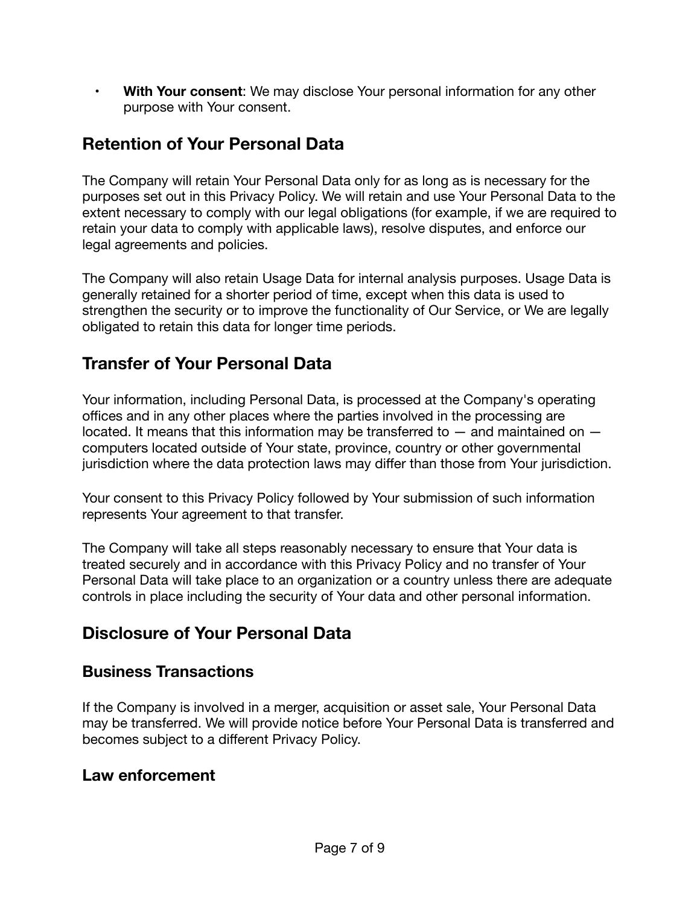- **With Your consent**: We may disclose Your personal information for any other purpose with Your consent.

## Retention of Your Personal Data

The Company will retain Your Personal Data only for as long as is necessary for the purposes set out in this Privacy Policy. We will retain and use Your Personal Data to the extent necessary to comply with our legal obligations (for example, if we are required to retain your data to comply with applicable laws), resolve disputes, and enforce our legal agreements and policies.

The Company will also retain Usage Data for internal analysis purposes. Usage Data is generally retained for a shorter period of time, except when this data is used to strengthen the security or to improve the functionality of Our Service, or We are legally obligated to retain this data for longer time periods.

## Transfer of Your Personal Data

Your information, including Personal Data, is processed at the Company's operating offices and in any other places where the parties involved in the processing are located. It means that this information may be transferred to — and maintained on — computers located outside of Your state, province, country or other governmental jurisdiction where the data protection laws may differ than those from Your jurisdiction.

Your consent to this Privacy Policy followed by Your submission of such information represents Your agreement to that transfer.

The Company will take all steps reasonably necessary to ensure that Your data is treated securely and in accordance with this Privacy Policy and no transfer of Your Personal Data will take place to an organization or a country unless there are adequate controls in place including the security of Your data and other personal information.

## Disclosure of Your Personal Data

### Business Transactions

If the Company is involved in a merger, acquisition or asset sale, Your Personal Data may be transferred. We will provide notice before Your Personal Data is transferred and becomes subject to a different Privacy Policy.

### Law enforcement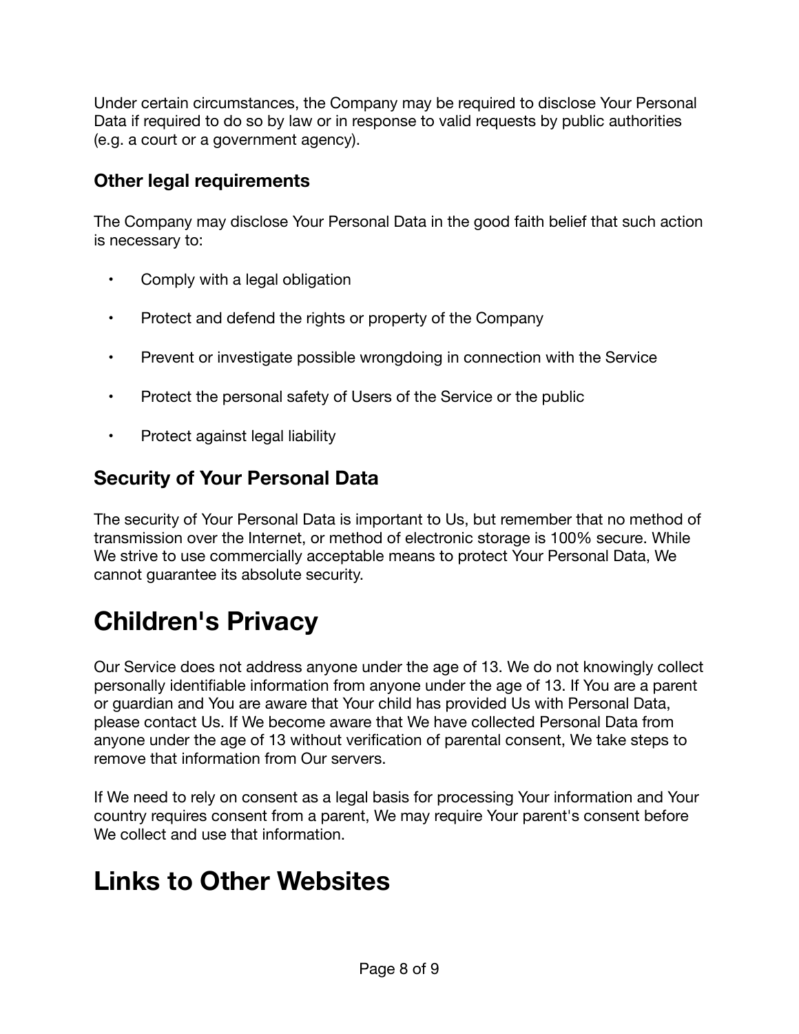Under certain circumstances, the Company may be required to disclose Your Personal Data if required to do so by law or in response to valid requests by public authorities (e.g. a court or a government agency).

### Other legal requirements

The Company may disclose Your Personal Data in the good faith belief that such action is necessary to:

- Comply with a legal obligation
- Protect and defend the rights or property of the Company
- Prevent or investigate possible wrongdoing in connection with the Service
- Protect the personal safety of Users of the Service or the public
- Protect against legal liability

## Security of Your Personal Data

The security of Your Personal Data is important to Us, but remember that no method of transmission over the Internet, or method of electronic storage is 100% secure. While We strive to use commercially acceptable means to protect Your Personal Data, We cannot guarantee its absolute security.

# Children's Privacy

Our Service does not address anyone under the age of 13. We do not knowingly collect personally identifiable information from anyone under the age of 13. If You are a parent or guardian and You are aware that Your child has provided Us with Personal Data, please contact Us. If We become aware that We have collected Personal Data from anyone under the age of 13 without verification of parental consent, We take steps to remove that information from Our servers.

If We need to rely on consent as a legal basis for processing Your information and Your country requires consent from a parent, We may require Your parent's consent before We collect and use that information.

# Links to Other Websites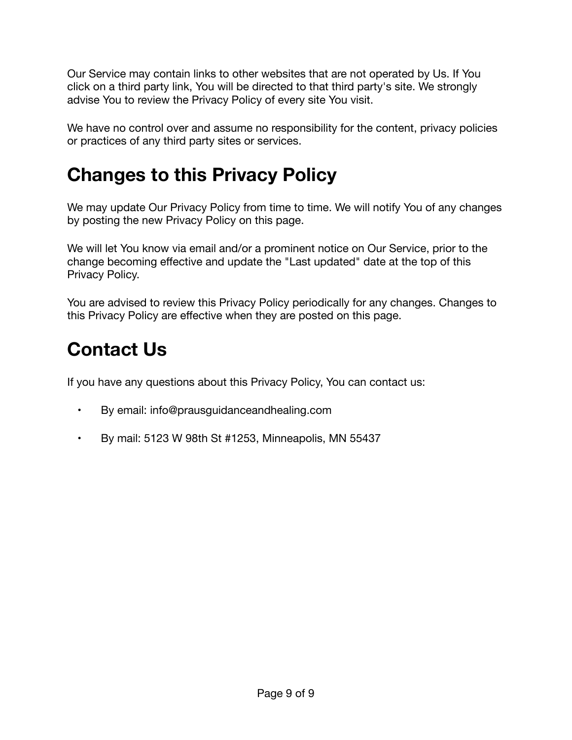Our Service may contain links to other websites that are not operated by Us. If You click on a third party link, You will be directed to that third party's site. We strongly advise You to review the Privacy Policy of every site You visit.

We have no control over and assume no responsibility for the content, privacy policies or practices of any third party sites or services.

# Changes to this Privacy Policy

We may update Our Privacy Policy from time to time. We will notify You of any changes by posting the new Privacy Policy on this page.

We will let You know via email and/or a prominent notice on Our Service, prior to the change becoming effective and update the "Last updated" date at the top of this Privacy Policy.

You are advised to review this Privacy Policy periodically for any changes. Changes to this Privacy Policy are effective when they are posted on this page.

# Contact Us

If you have any questions about this Privacy Policy, You can contact us:

- By email: info@prausguidanceandhealing.com
- By mail: 5123 W 98th St #1253, Minneapolis, MN 55437